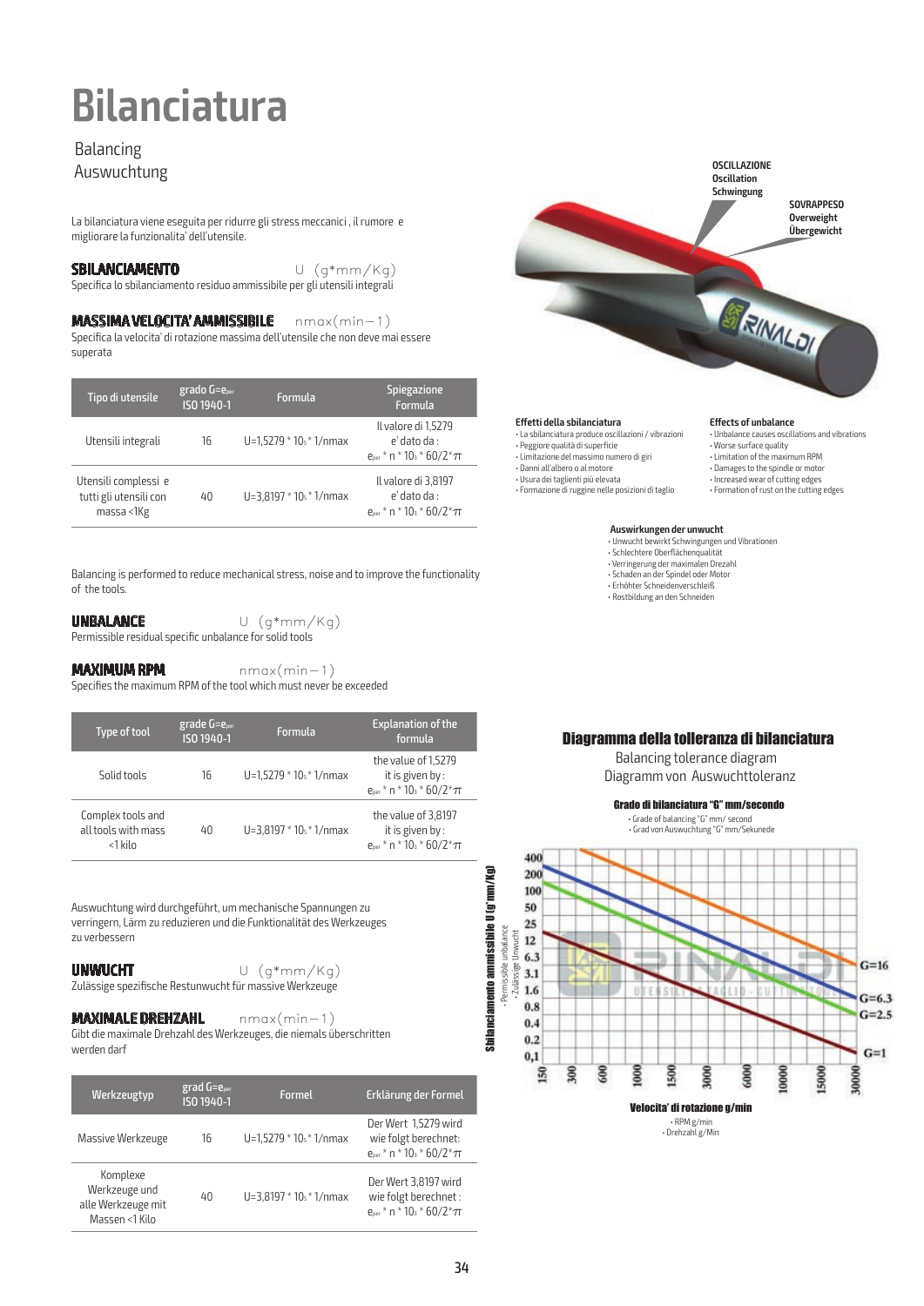# Bilanciatura

Balancing
Auswuchtung

La bilanciatura viene eseguita per ridurre gli stress meccanici , il rumore e migliorare la funzionalita' dell'utensile.

**SBILANCIAMENTO** U (g*mm/Kg)
Specifica lo sbilanciamento residuo ammissibile per gli utensili integrali

**MASSIMA VELOCITA' AMMISSIBILE** nmax(min−1)
Specifica la velocita' di rotazione massima dell'utensile che non deve mai essere superata

| Tipo di utensile | grado G=$e_{per}$ ISO 1940-1 | Formula | Spiegazione Formula |
|---|---|---|---|
| Utensili integrali | 16 | U=1,5279 * $10_5$ * 1/nmax | Il valore di 1,5279 e' dato da : $e_{per}$ * n * $10_3$ * 60/2*$\pi$ |
| Utensili complessi e tutti gli utensili con massa <1Kg | 40 | U=3,8197 * $10_5$ * 1/nmax | Il valore di 3,8197 e' dato da : $e_{per}$ * n * $10_3$ * 60/2*$\pi$ |

Balancing is performed to reduce mechanical stress, noise and to improve the functionality of the tools.

**UNBALANCE** U (g*mm/Kg)
Permissible residual specific unbalance for solid tools

**MAXIMUM RPM** nmax(min−1)
Specifies the maximum RPM of the tool which must never be exceeded

| Type of tool | grade G=$e_{per}$ ISO 1940-1 | Formula | Explanation of the formula |
|---|---|---|---|
| Solid tools | 16 | U=1,5279 * $10_5$ * 1/nmax | the value of 1,5279 it is given by : $e_{per}$ * n * $10_3$ * 60/2*$\pi$ |
| Complex tools and all tools with mass <1 kilo | 40 | U=3,8197 * $10_5$ * 1/nmax | the value of 3,8197 it is given by : $e_{per}$ * n * $10_3$ * 60/2*$\pi$ |

Auswuchtung wird durchgeführt, um mechanische Spannungen zu verringern, Lärm zu reduzieren und die Funktionalität des Werkzeuges zu verbessern

**UNWUCHT** U (g*mm/Kg)
Zulässige spezifische Restunwucht für massive Werkzeuge

**MAXIMALE DREHZAHL** nmax(min−1)
Gibt die maximale Drehzahl des Werkzeuges, die niemals überschritten werden darf

| Werkzeugtyp | grad G=$e_{per}$ ISO 1940-1 | Formel | Erklärung der Formel |
|---|---|---|---|
| Massive Werkzeuge | 16 | U=1,5279 * $10_5$ * 1/nmax | Der Wert 1,5279 wird wie folgt berechnet: $e_{per}$ * n * $10_3$ * 60/2*$\pi$ |
| Komplexe Werkzeuge und alle Werkzeuge mit Massen <1 Kilo | 40 | U=3,8197 * $10_5$ * 1/nmax | Der Wert 3,8197 wird wie folgt berechnet : $e_{per}$ * n * $10_3$ * 60/2*$\pi$ |

**OSCILLAZIONE**
**Oscillation**
**Schwingung**

**SOVRAPPESO**
**Overweight**
**Übergewicht**

**Effetti della sbilanciatura**
- La sbilanciatura produce oscillazioni / vibrazioni
- Peggiore qualità di superficie
- Limitazione del massimo numero di giri
- Danni all'albero o al motore
- Usura dei taglienti più elevata
- Formazione di ruggine nelle posizioni di taglio

**Effects of unbalance**
- Unbalance causes oscillations and vibrations
- Worse surface quality
- Limitation of the maximum RPM
- Damages to the spindle or motor
- Increased wear of cutting edges
- Formation of rust on the cutting edges

**Auswirkungen der unwucht**
- Unwucht bewirkt Schwingungen und Vibrationen
- Schlechtere Oberflächenqualität
- Verringerung der maximalen Drezahl
- Schaden an der Spindel oder Motor
- Erhöhter Schneidenverschleiß
- Rostbildung an den Schneiden

## Diagramma della tolleranza di bilanciatura

Balancing tolerance diagram
Diagramm von Auswuchttoleranz

**Grado di bilanciatura "G" mm/secondo**
- Grade of balancing "G" mm/ second
- Grad von Auswuchtung "G" mm/Sekunede

**Sbilanciamento ammissibile U (g*mm/Kg)**
- Permissible unbalance
- Zulässige Unwucht

400, 200, 100, 50, 25, 12, 6.3, 3.1, 1.6, 0.8, 0.4, 0.2, 0,1

G=16, G=6.3, G=2.5, G=1

150, 300, 600, 1000, 1500, 3000, 6000, 10000, 15000, 30000

**Velocita' di rotazione g/min**
- RPM g/min
- Drehzahl g/Min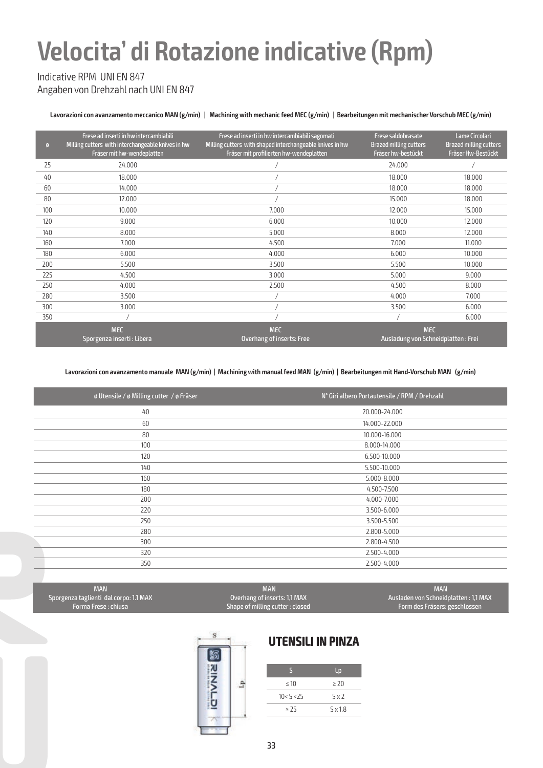# Velocita' di Rotazione indicative (Rpm)

Indicative RPM UNI EN 847
Angaben von Drehzahl nach UNI EN 847

**Lavorazioni con avanzamento meccanico MAN (g/min) | Machining with mechanic feed MEC (g/min) | Bearbeitungen mit mechanischer Vorschub MEC (g/min)**

| ø | Frese ad inserti in hw intercambiabili<br>Milling cutters with interchangeable knives in hw<br>Fräser mit hw-wendeplatten | Frese ad inserti in hw intercambiabili sagomati<br>Milling cutters with shaped interchangeable knives in hw<br>Fräser mit profilierten hw-wendeplatten | Frese saldobrasate<br>Brazed milling cutters<br>Fräser hw-bestückt | Lame Circolari<br>Brazed milling cutters<br>Fräser Hw-Bestückt |
|---|---|---|---|---|
| 25 | 24.000 | / | 24.000 | / |
| 40 | 18.000 | / | 18.000 | 18.000 |
| 60 | 14.000 | / | 18.000 | 18.000 |
| 80 | 12.000 | / | 15.000 | 18.000 |
| 100 | 10.000 | 7.000 | 12.000 | 15.000 |
| 120 | 9.000 | 6.000 | 10.000 | 12.000 |
| 140 | 8.000 | 5.000 | 8.000 | 12.000 |
| 160 | 7.000 | 4.500 | 7.000 | 11.000 |
| 180 | 6.000 | 4.000 | 6.000 | 10.000 |
| 200 | 5.500 | 3.500 | 5.500 | 10.000 |
| 225 | 4.500 | 3.000 | 5.000 | 9.000 |
| 250 | 4.000 | 2.500 | 4.500 | 8.000 |
| 280 | 3.500 | / | 4.000 | 7.000 |
| 300 | 3.000 | / | 3.500 | 6.000 |
| 350 | / | / | / | 6.000 |
| | MEC<br>Sporgenza inserti : Libera | MEC<br>Overhang of inserts: Free | MEC<br>Ausladung von Schneidplatten : Frei | |

**Lavorazioni con avanzamento manuale MAN (g/min) | Machining with manual feed MAN (g/min) | Bearbeitungen mit Hand-Vorschub MAN (g/min)**

| ø Utensile / ø Milling cutter / ø Fräser | N° Giri albero Portautensile / RPM / Drehzahl |
|---|---|
| 40 | 20.000-24.000 |
| 60 | 14.000-22.000 |
| 80 | 10.000-16.000 |
| 100 | 8.000-14.000 |
| 120 | 6.500-10.000 |
| 140 | 5.500-10.000 |
| 160 | 5.000-8.000 |
| 180 | 4.500-7.500 |
| 200 | 4.000-7.000 |
| 220 | 3.500-6.000 |
| 250 | 3.500-5.500 |
| 280 | 2.800-5.000 |
| 300 | 2.800-4.500 |
| 320 | 2.500-4.000 |
| 350 | 2.500-4.000 |

| MAN | MAN | MAN |
|---|---|---|
| Sporgenza taglienti dal corpo: 1.1 MAX<br>Forma Frese : chiusa | Overhang of inserts: 1,1 MAX<br>Shape of milling cutter : closed | Ausladen von Schneidplatten : 1,1 MAX<br>Form des Fräsers: geschlossen |

## UTENSILI IN PINZA

| S | Lp |
|---|---|
| ≤ 10 | ≥ 20 |
| 10< S <25 | S x 2 |
| ≥ 25 | S x 1.8 |